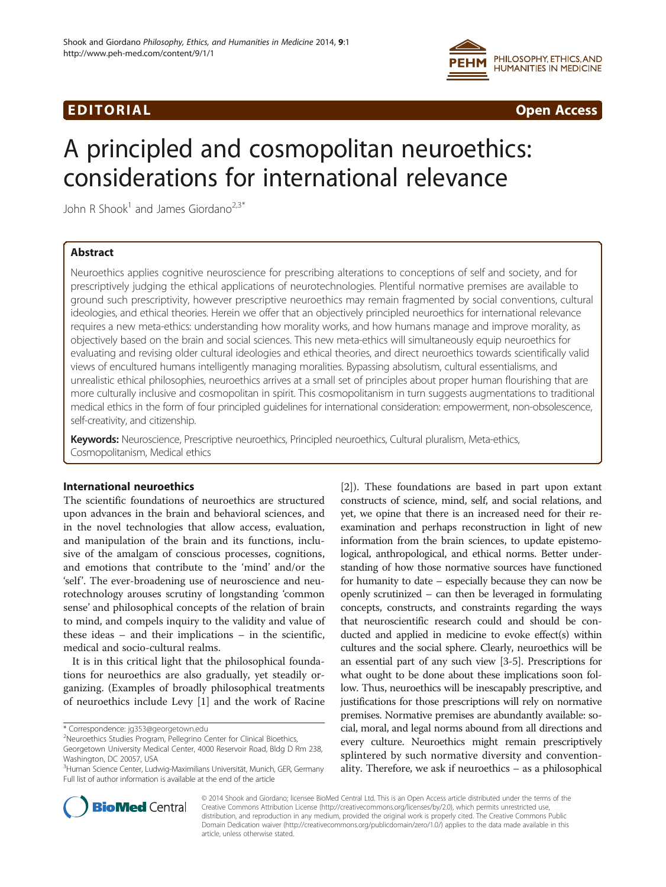EDITORIAL Open Access

# A principled and cosmopolitan neuroethics: considerations for international relevance

John R Shook[1] and James Giordano[2,3*]

## Abstract

Neuroethics applies cognitive neuroscience for prescribing alterations to conceptions of self and society, and for prescriptively judging the ethical applications of neurotechnologies. Plentiful normative premises are available to ground such prescriptivity, however prescriptive neuroethics may remain fragmented by social conventions, cultural ideologies, and ethical theories. Herein we offer that an objectively principled neuroethics for international relevance requires a new meta-ethics: understanding how morality works, and how humans manage and improve morality, as objectively based on the brain and social sciences. This new meta-ethics will simultaneously equip neuroethics for evaluating and revising older cultural ideologies and ethical theories, and direct neuroethics towards scientifically valid views of encultured humans intelligently managing moralities. Bypassing absolutism, cultural essentialisms, and unrealistic ethical philosophies, neuroethics arrives at a small set of principles about proper human flourishing that are more culturally inclusive and cosmopolitan in spirit. This cosmopolitanism in turn suggests augmentations to traditional medical ethics in the form of four principled guidelines for international consideration: empowerment, non-obsolescence, self-creativity, and citizenship.

**Keywords:** Neuroscience, Prescriptive neuroethics, Principled neuroethics, Cultural pluralism, Meta-ethics, Cosmopolitanism, Medical ethics

## International neuroethics

The scientific foundations of neuroethics are structured upon advances in the brain and behavioral sciences, and in the novel technologies that allow access, evaluation, and manipulation of the brain and its functions, inclusive of the amalgam of conscious processes, cognitions, and emotions that contribute to the 'mind' and/or the 'self'. The ever-broadening use of neuroscience and neurotechnology arouses scrutiny of longstanding 'common sense' and philosophical concepts of the relation of brain to mind, and compels inquiry to the validity and value of these ideas – and their implications – in the scientific, medical and socio-cultural realms.

It is in this critical light that the philosophical foundations for neuroethics are also gradually, yet steadily organizing. (Examples of broadly philosophical treatments of neuroethics include Levy [1] and the work of Racine [2]). These foundations are based in part upon extant constructs of science, mind, self, and social relations, and yet, we opine that there is an increased need for their re-examination and perhaps reconstruction in light of new information from the brain sciences, to update epistemological, anthropological, and ethical norms. Better understanding of how those normative sources have functioned for humanity to date – especially because they can now be openly scrutinized – can then be leveraged in formulating concepts, constructs, and constraints regarding the ways that neuroscientific research could and should be conducted and applied in medicine to evoke effect(s) within cultures and the social sphere. Clearly, neuroethics will be an essential part of any such view [3-5]. Prescriptions for what ought to be done about these implications soon follow. Thus, neuroethics will be inescapably prescriptive, and justifications for those prescriptions will rely on normative premises. Normative premises are abundantly available: social, moral, and legal norms abound from all directions and every culture. Neuroethics might remain prescriptively splintered by such normative diversity and conventionality. Therefore, we ask if neuroethics – as a philosophical

\* Correspondence: jg353@georgetown.edu

[2]Neuroethics Studies Program, Pellegrino Center for Clinical Bioethics, Georgetown University Medical Center, 4000 Reservoir Road, Bldg D Rm 238, Washington, DC 20057, USA

[3]Human Science Center, Ludwig-Maximilians Universität, Munich, GER, Germany

Full list of author information is available at the end of the article

© 2014 Shook and Giordano; licensee BioMed Central Ltd. This is an Open Access article distributed under the terms of the Creative Commons Attribution License (http://creativecommons.org/licenses/by/2.0), which permits unrestricted use, distribution, and reproduction in any medium, provided the original work is properly cited. The Creative Commons Public Domain Dedication waiver (http://creativecommons.org/publicdomain/zero/1.0/) applies to the data made available in this article, unless otherwise stated.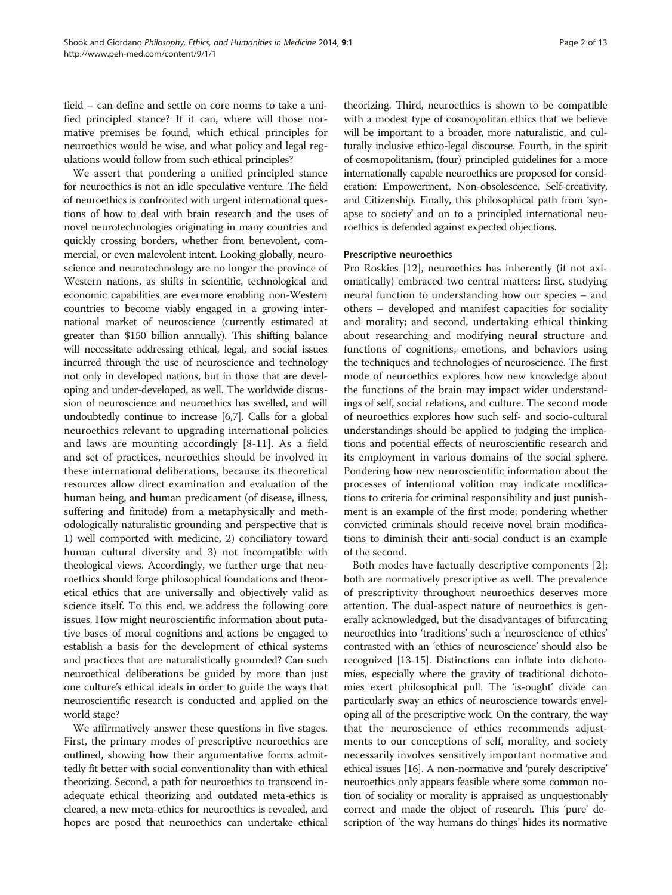field – can define and settle on core norms to take a unified principled stance? If it can, where will those normative premises be found, which ethical principles for neuroethics would be wise, and what policy and legal regulations would follow from such ethical principles?

We assert that pondering a unified principled stance for neuroethics is not an idle speculative venture. The field of neuroethics is confronted with urgent international questions of how to deal with brain research and the uses of novel neurotechnologies originating in many countries and quickly crossing borders, whether from benevolent, commercial, or even malevolent intent. Looking globally, neuroscience and neurotechnology are no longer the province of Western nations, as shifts in scientific, technological and economic capabilities are evermore enabling non-Western countries to become viably engaged in a growing international market of neuroscience (currently estimated at greater than $150 billion annually). This shifting balance will necessitate addressing ethical, legal, and social issues incurred through the use of neuroscience and technology not only in developed nations, but in those that are developing and under-developed, as well. The worldwide discussion of neuroscience and neuroethics has swelled, and will undoubtedly continue to increase [6,7]. Calls for a global neuroethics relevant to upgrading international policies and laws are mounting accordingly [8-11]. As a field and set of practices, neuroethics should be involved in these international deliberations, because its theoretical resources allow direct examination and evaluation of the human being, and human predicament (of disease, illness, suffering and finitude) from a metaphysically and methodologically naturalistic grounding and perspective that is 1) well comported with medicine, 2) conciliatory toward human cultural diversity and 3) not incompatible with theological views. Accordingly, we further urge that neuroethics should forge philosophical foundations and theoretical ethics that are universally and objectively valid as science itself. To this end, we address the following core issues. How might neuroscientific information about putative bases of moral cognitions and actions be engaged to establish a basis for the development of ethical systems and practices that are naturalistically grounded? Can such neuroethical deliberations be guided by more than just one culture's ethical ideals in order to guide the ways that neuroscientific research is conducted and applied on the world stage?

We affirmatively answer these questions in five stages. First, the primary modes of prescriptive neuroethics are outlined, showing how their argumentative forms admittedly fit better with social conventionality than with ethical theorizing. Second, a path for neuroethics to transcend inadequate ethical theorizing and outdated meta-ethics is cleared, a new meta-ethics for neuroethics is revealed, and hopes are posed that neuroethics can undertake ethical theorizing. Third, neuroethics is shown to be compatible with a modest type of cosmopolitan ethics that we believe will be important to a broader, more naturalistic, and culturally inclusive ethico-legal discourse. Fourth, in the spirit of cosmopolitanism, (four) principled guidelines for a more internationally capable neuroethics are proposed for consideration: Empowerment, Non-obsolescence, Self-creativity, and Citizenship. Finally, this philosophical path from 'synapse to society' and on to a principled international neuroethics is defended against expected objections.

### Prescriptive neuroethics

Pro Roskies [12], neuroethics has inherently (if not axiomatically) embraced two central matters: first, studying neural function to understanding how our species – and others – developed and manifest capacities for sociality and morality; and second, undertaking ethical thinking about researching and modifying neural structure and functions of cognitions, emotions, and behaviors using the techniques and technologies of neuroscience. The first mode of neuroethics explores how new knowledge about the functions of the brain may impact wider understandings of self, social relations, and culture. The second mode of neuroethics explores how such self- and socio-cultural understandings should be applied to judging the implications and potential effects of neuroscientific research and its employment in various domains of the social sphere. Pondering how new neuroscientific information about the processes of intentional volition may indicate modifications to criteria for criminal responsibility and just punishment is an example of the first mode; pondering whether convicted criminals should receive novel brain modifications to diminish their anti-social conduct is an example of the second.

Both modes have factually descriptive components [2]; both are normatively prescriptive as well. The prevalence of prescriptivity throughout neuroethics deserves more attention. The dual-aspect nature of neuroethics is generally acknowledged, but the disadvantages of bifurcating neuroethics into 'traditions' such a 'neuroscience of ethics' contrasted with an 'ethics of neuroscience' should also be recognized [13-15]. Distinctions can inflate into dichotomies, especially where the gravity of traditional dichotomies exert philosophical pull. The 'is-ought' divide can particularly sway an ethics of neuroscience towards enveloping all of the prescriptive work. On the contrary, the way that the neuroscience of ethics recommends adjustments to our conceptions of self, morality, and society necessarily involves sensitively important normative and ethical issues [16]. A non-normative and 'purely descriptive' neuroethics only appears feasible where some common notion of sociality or morality is appraised as unquestionably correct and made the object of research. This 'pure' description of 'the way humans do things' hides its normative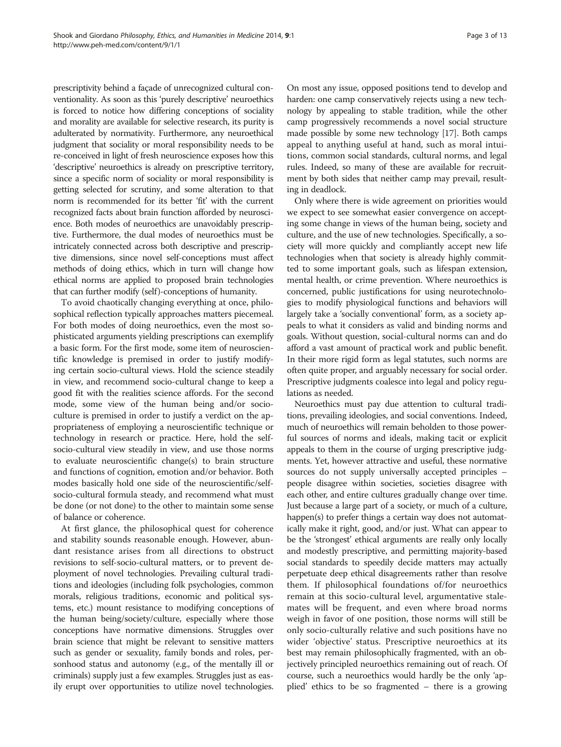prescriptivity behind a façade of unrecognized cultural conventionality. As soon as this 'purely descriptive' neuroethics is forced to notice how differing conceptions of sociality and morality are available for selective research, its purity is adulterated by normativity. Furthermore, any neuroethical judgment that sociality or moral responsibility needs to be re-conceived in light of fresh neuroscience exposes how this 'descriptive' neuroethics is already on prescriptive territory, since a specific norm of sociality or moral responsibility is getting selected for scrutiny, and some alteration to that norm is recommended for its better 'fit' with the current recognized facts about brain function afforded by neuroscience. Both modes of neuroethics are unavoidably prescriptive. Furthermore, the dual modes of neuroethics must be intricately connected across both descriptive and prescriptive dimensions, since novel self-conceptions must affect methods of doing ethics, which in turn will change how ethical norms are applied to proposed brain technologies that can further modify (self)-conceptions of humanity.

To avoid chaotically changing everything at once, philosophical reflection typically approaches matters piecemeal. For both modes of doing neuroethics, even the most sophisticated arguments yielding prescriptions can exemplify a basic form. For the first mode, some item of neuroscientific knowledge is premised in order to justify modifying certain socio-cultural views. Hold the science steadily in view, and recommend socio-cultural change to keep a good fit with the realities science affords. For the second mode, some view of the human being and/or socio-culture is premised in order to justify a verdict on the appropriateness of employing a neuroscientific technique or technology in research or practice. Here, hold the self-socio-cultural view steadily in view, and use those norms to evaluate neuroscientific change(s) to brain structure and functions of cognition, emotion and/or behavior. Both modes basically hold one side of the neuroscientific/self-socio-cultural formula steady, and recommend what must be done (or not done) to the other to maintain some sense of balance or coherence.

At first glance, the philosophical quest for coherence and stability sounds reasonable enough. However, abundant resistance arises from all directions to obstruct revisions to self-socio-cultural matters, or to prevent deployment of novel technologies. Prevailing cultural traditions and ideologies (including folk psychologies, common morals, religious traditions, economic and political systems, etc.) mount resistance to modifying conceptions of the human being/society/culture, especially where those conceptions have normative dimensions. Struggles over brain science that might be relevant to sensitive matters such as gender or sexuality, family bonds and roles, personhood status and autonomy (e.g., of the mentally ill or criminals) supply just a few examples. Struggles just as easily erupt over opportunities to utilize novel technologies. On most any issue, opposed positions tend to develop and harden: one camp conservatively rejects using a new technology by appealing to stable tradition, while the other camp progressively recommends a novel social structure made possible by some new technology [17]. Both camps appeal to anything useful at hand, such as moral intuitions, common social standards, cultural norms, and legal rules. Indeed, so many of these are available for recruitment by both sides that neither camp may prevail, resulting in deadlock.

Only where there is wide agreement on priorities would we expect to see somewhat easier convergence on accepting some change in views of the human being, society and culture, and the use of new technologies. Specifically, a society will more quickly and compliantly accept new life technologies when that society is already highly committed to some important goals, such as lifespan extension, mental health, or crime prevention. Where neuroethics is concerned, public justifications for using neurotechnologies to modify physiological functions and behaviors will largely take a 'socially conventional' form, as a society appeals to what it considers as valid and binding norms and goals. Without question, social-cultural norms can and do afford a vast amount of practical work and public benefit. In their more rigid form as legal statutes, such norms are often quite proper, and arguably necessary for social order. Prescriptive judgments coalesce into legal and policy regulations as needed.

Neuroethics must pay due attention to cultural traditions, prevailing ideologies, and social conventions. Indeed, much of neuroethics will remain beholden to those powerful sources of norms and ideals, making tacit or explicit appeals to them in the course of urging prescriptive judgments. Yet, however attractive and useful, these normative sources do not supply universally accepted principles – people disagree within societies, societies disagree with each other, and entire cultures gradually change over time. Just because a large part of a society, or much of a culture, happen(s) to prefer things a certain way does not automatically make it right, good, and/or just. What can appear to be the 'strongest' ethical arguments are really only locally and modestly prescriptive, and permitting majority-based social standards to speedily decide matters may actually perpetuate deep ethical disagreements rather than resolve them. If philosophical foundations of/for neuroethics remain at this socio-cultural level, argumentative stalemates will be frequent, and even where broad norms weigh in favor of one position, those norms will still be only socio-culturally relative and such positions have no wider 'objective' status. Prescriptive neuroethics at its best may remain philosophically fragmented, with an objectively principled neuroethics remaining out of reach. Of course, such a neuroethics would hardly be the only 'applied' ethics to be so fragmented – there is a growing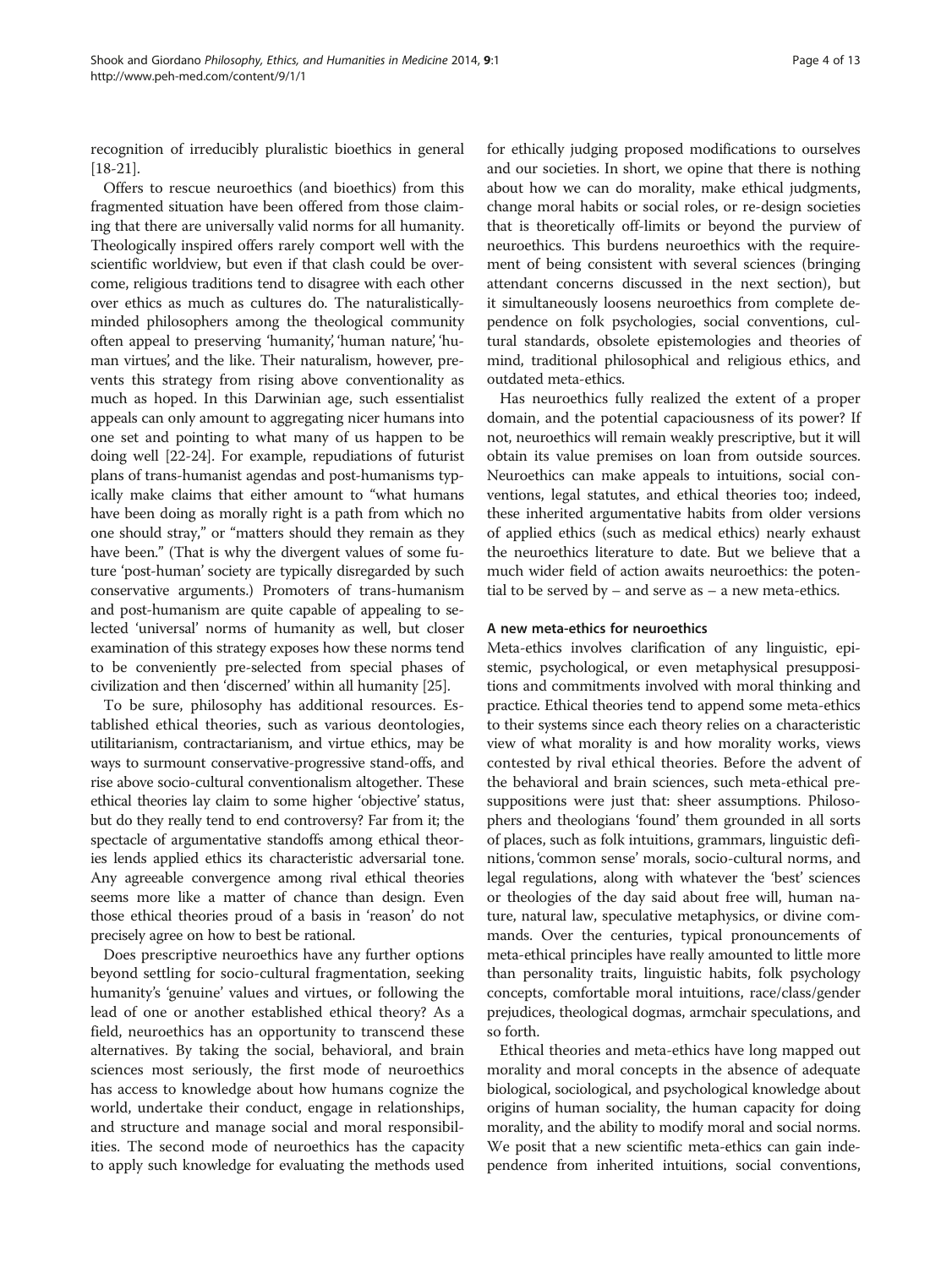recognition of irreducibly pluralistic bioethics in general [18-21].

Offers to rescue neuroethics (and bioethics) from this fragmented situation have been offered from those claiming that there are universally valid norms for all humanity. Theologically inspired offers rarely comport well with the scientific worldview, but even if that clash could be overcome, religious traditions tend to disagree with each other over ethics as much as cultures do. The naturalistically-minded philosophers among the theological community often appeal to preserving 'humanity', 'human nature', 'human virtues', and the like. Their naturalism, however, prevents this strategy from rising above conventionality as much as hoped. In this Darwinian age, such essentialist appeals can only amount to aggregating nicer humans into one set and pointing to what many of us happen to be doing well [22-24]. For example, repudiations of futurist plans of trans-humanist agendas and post-humanisms typically make claims that either amount to "what humans have been doing as morally right is a path from which no one should stray," or "matters should they remain as they have been." (That is why the divergent values of some future 'post-human' society are typically disregarded by such conservative arguments.) Promoters of trans-humanism and post-humanism are quite capable of appealing to selected 'universal' norms of humanity as well, but closer examination of this strategy exposes how these norms tend to be conveniently pre-selected from special phases of civilization and then 'discerned' within all humanity [25].

To be sure, philosophy has additional resources. Established ethical theories, such as various deontologies, utilitarianism, contractarianism, and virtue ethics, may be ways to surmount conservative-progressive stand-offs, and rise above socio-cultural conventionalism altogether. These ethical theories lay claim to some higher 'objective' status, but do they really tend to end controversy? Far from it; the spectacle of argumentative standoffs among ethical theories lends applied ethics its characteristic adversarial tone. Any agreeable convergence among rival ethical theories seems more like a matter of chance than design. Even those ethical theories proud of a basis in 'reason' do not precisely agree on how to best be rational.

Does prescriptive neuroethics have any further options beyond settling for socio-cultural fragmentation, seeking humanity's 'genuine' values and virtues, or following the lead of one or another established ethical theory? As a field, neuroethics has an opportunity to transcend these alternatives. By taking the social, behavioral, and brain sciences most seriously, the first mode of neuroethics has access to knowledge about how humans cognize the world, undertake their conduct, engage in relationships, and structure and manage social and moral responsibilities. The second mode of neuroethics has the capacity to apply such knowledge for evaluating the methods used for ethically judging proposed modifications to ourselves and our societies. In short, we opine that there is nothing about how we can do morality, make ethical judgments, change moral habits or social roles, or re-design societies that is theoretically off-limits or beyond the purview of neuroethics. This burdens neuroethics with the requirement of being consistent with several sciences (bringing attendant concerns discussed in the next section), but it simultaneously loosens neuroethics from complete dependence on folk psychologies, social conventions, cultural standards, obsolete epistemologies and theories of mind, traditional philosophical and religious ethics, and outdated meta-ethics.

Has neuroethics fully realized the extent of a proper domain, and the potential capaciousness of its power? If not, neuroethics will remain weakly prescriptive, but it will obtain its value premises on loan from outside sources. Neuroethics can make appeals to intuitions, social conventions, legal statutes, and ethical theories too; indeed, these inherited argumentative habits from older versions of applied ethics (such as medical ethics) nearly exhaust the neuroethics literature to date. But we believe that a much wider field of action awaits neuroethics: the potential to be served by – and serve as – a new meta-ethics.

## A new meta-ethics for neuroethics

Meta-ethics involves clarification of any linguistic, epistemic, psychological, or even metaphysical presuppositions and commitments involved with moral thinking and practice. Ethical theories tend to append some meta-ethics to their systems since each theory relies on a characteristic view of what morality is and how morality works, views contested by rival ethical theories. Before the advent of the behavioral and brain sciences, such meta-ethical presuppositions were just that: sheer assumptions. Philosophers and theologians 'found' them grounded in all sorts of places, such as folk intuitions, grammars, linguistic definitions, 'common sense' morals, socio-cultural norms, and legal regulations, along with whatever the 'best' sciences or theologies of the day said about free will, human nature, natural law, speculative metaphysics, or divine commands. Over the centuries, typical pronouncements of meta-ethical principles have really amounted to little more than personality traits, linguistic habits, folk psychology concepts, comfortable moral intuitions, race/class/gender prejudices, theological dogmas, armchair speculations, and so forth.

Ethical theories and meta-ethics have long mapped out morality and moral concepts in the absence of adequate biological, sociological, and psychological knowledge about origins of human sociality, the human capacity for doing morality, and the ability to modify moral and social norms. We posit that a new scientific meta-ethics can gain independence from inherited intuitions, social conventions,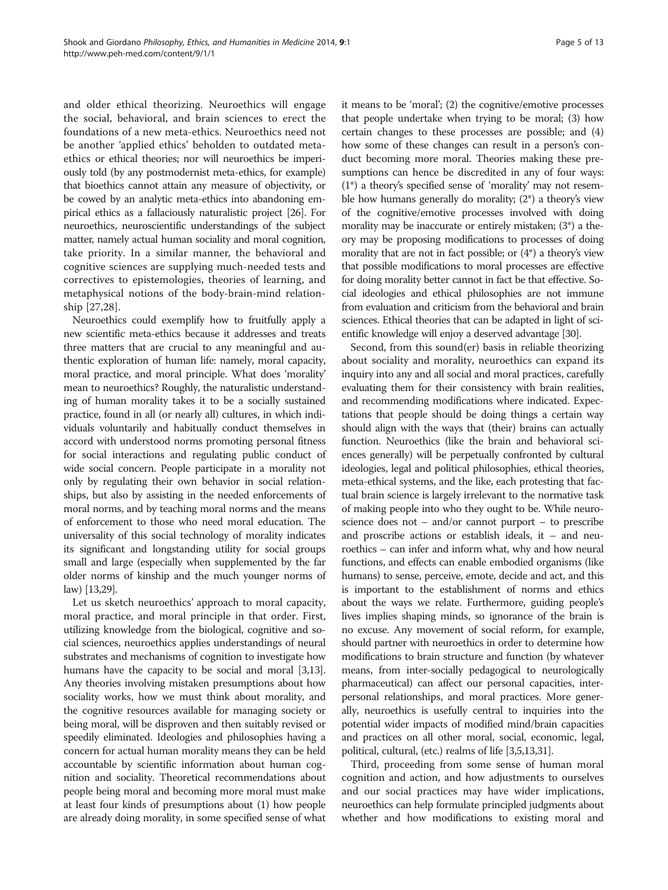and older ethical theorizing. Neuroethics will engage the social, behavioral, and brain sciences to erect the foundations of a new meta-ethics. Neuroethics need not be another 'applied ethics' beholden to outdated meta-ethics or ethical theories; nor will neuroethics be imperiously told (by any postmodernist meta-ethics, for example) that bioethics cannot attain any measure of objectivity, or be cowed by an analytic meta-ethics into abandoning empirical ethics as a fallaciously naturalistic project [26]. For neuroethics, neuroscientific understandings of the subject matter, namely actual human sociality and moral cognition, take priority. In a similar manner, the behavioral and cognitive sciences are supplying much-needed tests and correctives to epistemologies, theories of learning, and metaphysical notions of the body-brain-mind relationship [27,28].

Neuroethics could exemplify how to fruitfully apply a new scientific meta-ethics because it addresses and treats three matters that are crucial to any meaningful and authentic exploration of human life: namely, moral capacity, moral practice, and moral principle. What does 'morality' mean to neuroethics? Roughly, the naturalistic understanding of human morality takes it to be a socially sustained practice, found in all (or nearly all) cultures, in which individuals voluntarily and habitually conduct themselves in accord with understood norms promoting personal fitness for social interactions and regulating public conduct of wide social concern. People participate in a morality not only by regulating their own behavior in social relationships, but also by assisting in the needed enforcements of moral norms, and by teaching moral norms and the means of enforcement to those who need moral education. The universality of this social technology of morality indicates its significant and longstanding utility for social groups small and large (especially when supplemented by the far older norms of kinship and the much younger norms of law) [13,29].

Let us sketch neuroethics' approach to moral capacity, moral practice, and moral principle in that order. First, utilizing knowledge from the biological, cognitive and social sciences, neuroethics applies understandings of neural substrates and mechanisms of cognition to investigate how humans have the capacity to be social and moral [3,13]. Any theories involving mistaken presumptions about how sociality works, how we must think about morality, and the cognitive resources available for managing society or being moral, will be disproven and then suitably revised or speedily eliminated. Ideologies and philosophies having a concern for actual human morality means they can be held accountable by scientific information about human cognition and sociality. Theoretical recommendations about people being moral and becoming more moral must make at least four kinds of presumptions about (1) how people are already doing morality, in some specified sense of what it means to be 'moral'; (2) the cognitive/emotive processes that people undertake when trying to be moral; (3) how certain changes to these processes are possible; and (4) how some of these changes can result in a person's conduct becoming more moral. Theories making these presumptions can hence be discredited in any of four ways: (1*) a theory's specified sense of 'morality' may not resemble how humans generally do morality; (2*) a theory's view of the cognitive/emotive processes involved with doing morality may be inaccurate or entirely mistaken; (3*) a theory may be proposing modifications to processes of doing morality that are not in fact possible; or (4*) a theory's view that possible modifications to moral processes are effective for doing morality better cannot in fact be that effective. Social ideologies and ethical philosophies are not immune from evaluation and criticism from the behavioral and brain sciences. Ethical theories that can be adapted in light of scientific knowledge will enjoy a deserved advantage [30].

Second, from this sound(er) basis in reliable theorizing about sociality and morality, neuroethics can expand its inquiry into any and all social and moral practices, carefully evaluating them for their consistency with brain realities, and recommending modifications where indicated. Expectations that people should be doing things a certain way should align with the ways that (their) brains can actually function. Neuroethics (like the brain and behavioral sciences generally) will be perpetually confronted by cultural ideologies, legal and political philosophies, ethical theories, meta-ethical systems, and the like, each protesting that factual brain science is largely irrelevant to the normative task of making people into who they ought to be. While neuroscience does not – and/or cannot purport – to prescribe and proscribe actions or establish ideals, it – and neuroethics – can infer and inform what, why and how neural functions, and effects can enable embodied organisms (like humans) to sense, perceive, emote, decide and act, and this is important to the establishment of norms and ethics about the ways we relate. Furthermore, guiding people's lives implies shaping minds, so ignorance of the brain is no excuse. Any movement of social reform, for example, should partner with neuroethics in order to determine how modifications to brain structure and function (by whatever means, from inter-socially pedagogical to neurologically pharmaceutical) can affect our personal capacities, interpersonal relationships, and moral practices. More generally, neuroethics is usefully central to inquiries into the potential wider impacts of modified mind/brain capacities and practices on all other moral, social, economic, legal, political, cultural, (etc.) realms of life [3,5,13,31].

Third, proceeding from some sense of human moral cognition and action, and how adjustments to ourselves and our social practices may have wider implications, neuroethics can help formulate principled judgments about whether and how modifications to existing moral and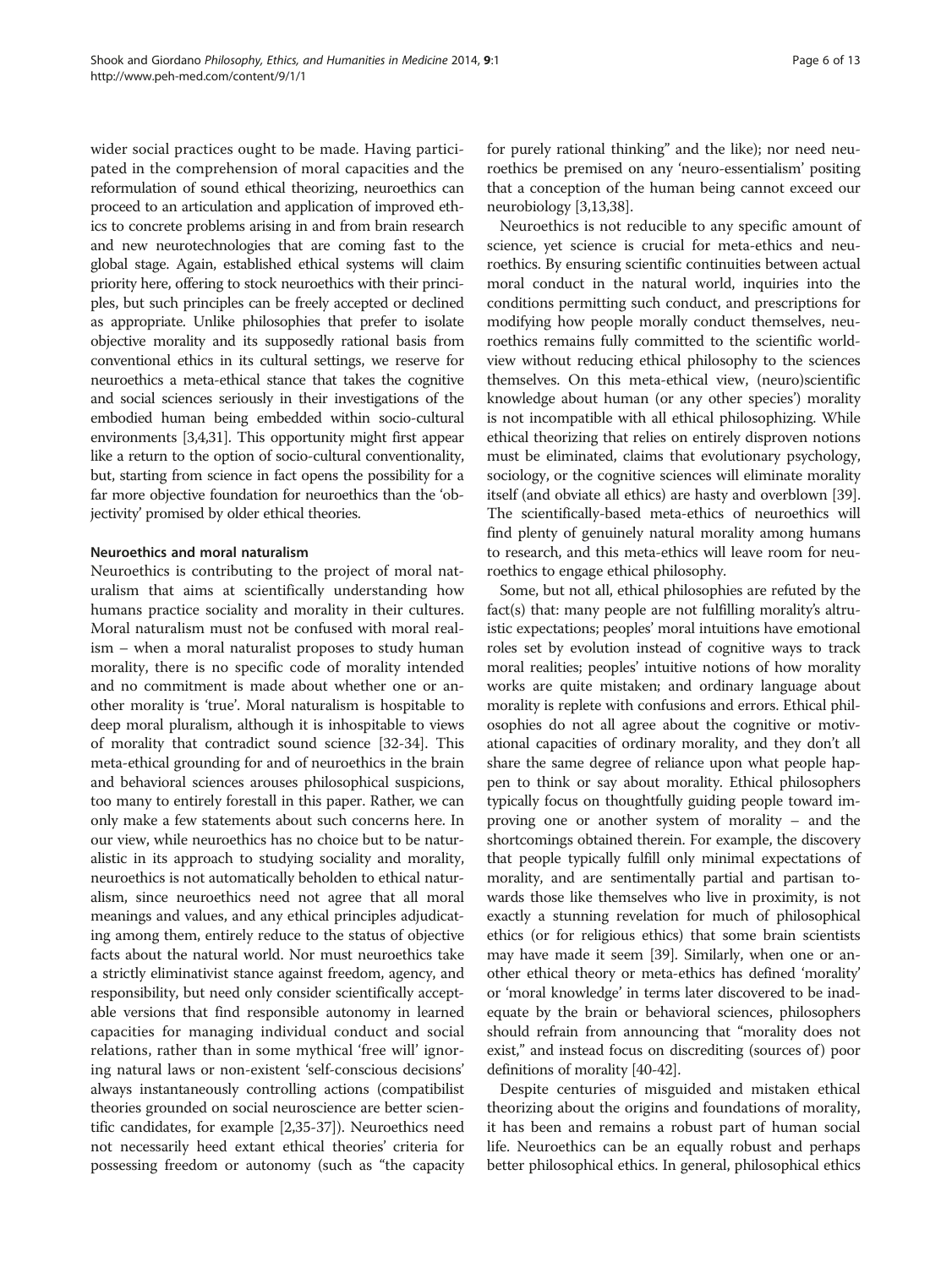wider social practices ought to be made. Having participated in the comprehension of moral capacities and the reformulation of sound ethical theorizing, neuroethics can proceed to an articulation and application of improved ethics to concrete problems arising in and from brain research and new neurotechnologies that are coming fast to the global stage. Again, established ethical systems will claim priority here, offering to stock neuroethics with their principles, but such principles can be freely accepted or declined as appropriate. Unlike philosophies that prefer to isolate objective morality and its supposedly rational basis from conventional ethics in its cultural settings, we reserve for neuroethics a meta-ethical stance that takes the cognitive and social sciences seriously in their investigations of the embodied human being embedded within socio-cultural environments [3,4,31]. This opportunity might first appear like a return to the option of socio-cultural conventionality, but, starting from science in fact opens the possibility for a far more objective foundation for neuroethics than the 'objectivity' promised by older ethical theories.

### Neuroethics and moral naturalism

Neuroethics is contributing to the project of moral naturalism that aims at scientifically understanding how humans practice sociality and morality in their cultures. Moral naturalism must not be confused with moral realism – when a moral naturalist proposes to study human morality, there is no specific code of morality intended and no commitment is made about whether one or another morality is 'true'. Moral naturalism is hospitable to deep moral pluralism, although it is inhospitable to views of morality that contradict sound science [32-34]. This meta-ethical grounding for and of neuroethics in the brain and behavioral sciences arouses philosophical suspicions, too many to entirely forestall in this paper. Rather, we can only make a few statements about such concerns here. In our view, while neuroethics has no choice but to be naturalistic in its approach to studying sociality and morality, neuroethics is not automatically beholden to ethical naturalism, since neuroethics need not agree that all moral meanings and values, and any ethical principles adjudicating among them, entirely reduce to the status of objective facts about the natural world. Nor must neuroethics take a strictly eliminativist stance against freedom, agency, and responsibility, but need only consider scientifically acceptable versions that find responsible autonomy in learned capacities for managing individual conduct and social relations, rather than in some mythical 'free will' ignoring natural laws or non-existent 'self-conscious decisions' always instantaneously controlling actions (compatibilist theories grounded on social neuroscience are better scientific candidates, for example [2,35-37]). Neuroethics need not necessarily heed extant ethical theories' criteria for possessing freedom or autonomy (such as "the capacity for purely rational thinking" and the like); nor need neuroethics be premised on any 'neuro-essentialism' positing that a conception of the human being cannot exceed our neurobiology [3,13,38].

Neuroethics is not reducible to any specific amount of science, yet science is crucial for meta-ethics and neuroethics. By ensuring scientific continuities between actual moral conduct in the natural world, inquiries into the conditions permitting such conduct, and prescriptions for modifying how people morally conduct themselves, neuroethics remains fully committed to the scientific worldview without reducing ethical philosophy to the sciences themselves. On this meta-ethical view, (neuro)scientific knowledge about human (or any other species') morality is not incompatible with all ethical philosophizing. While ethical theorizing that relies on entirely disproven notions must be eliminated, claims that evolutionary psychology, sociology, or the cognitive sciences will eliminate morality itself (and obviate all ethics) are hasty and overblown [39]. The scientifically-based meta-ethics of neuroethics will find plenty of genuinely natural morality among humans to research, and this meta-ethics will leave room for neuroethics to engage ethical philosophy.

Some, but not all, ethical philosophies are refuted by the fact(s) that: many people are not fulfilling morality's altruistic expectations; peoples' moral intuitions have emotional roles set by evolution instead of cognitive ways to track moral realities; peoples' intuitive notions of how morality works are quite mistaken; and ordinary language about morality is replete with confusions and errors. Ethical philosophies do not all agree about the cognitive or motivational capacities of ordinary morality, and they don't all share the same degree of reliance upon what people happen to think or say about morality. Ethical philosophers typically focus on thoughtfully guiding people toward improving one or another system of morality – and the shortcomings obtained therein. For example, the discovery that people typically fulfill only minimal expectations of morality, and are sentimentally partial and partisan towards those like themselves who live in proximity, is not exactly a stunning revelation for much of philosophical ethics (or for religious ethics) that some brain scientists may have made it seem [39]. Similarly, when one or another ethical theory or meta-ethics has defined 'morality' or 'moral knowledge' in terms later discovered to be inadequate by the brain or behavioral sciences, philosophers should refrain from announcing that "morality does not exist," and instead focus on discrediting (sources of) poor definitions of morality [40-42].

Despite centuries of misguided and mistaken ethical theorizing about the origins and foundations of morality, it has been and remains a robust part of human social life. Neuroethics can be an equally robust and perhaps better philosophical ethics. In general, philosophical ethics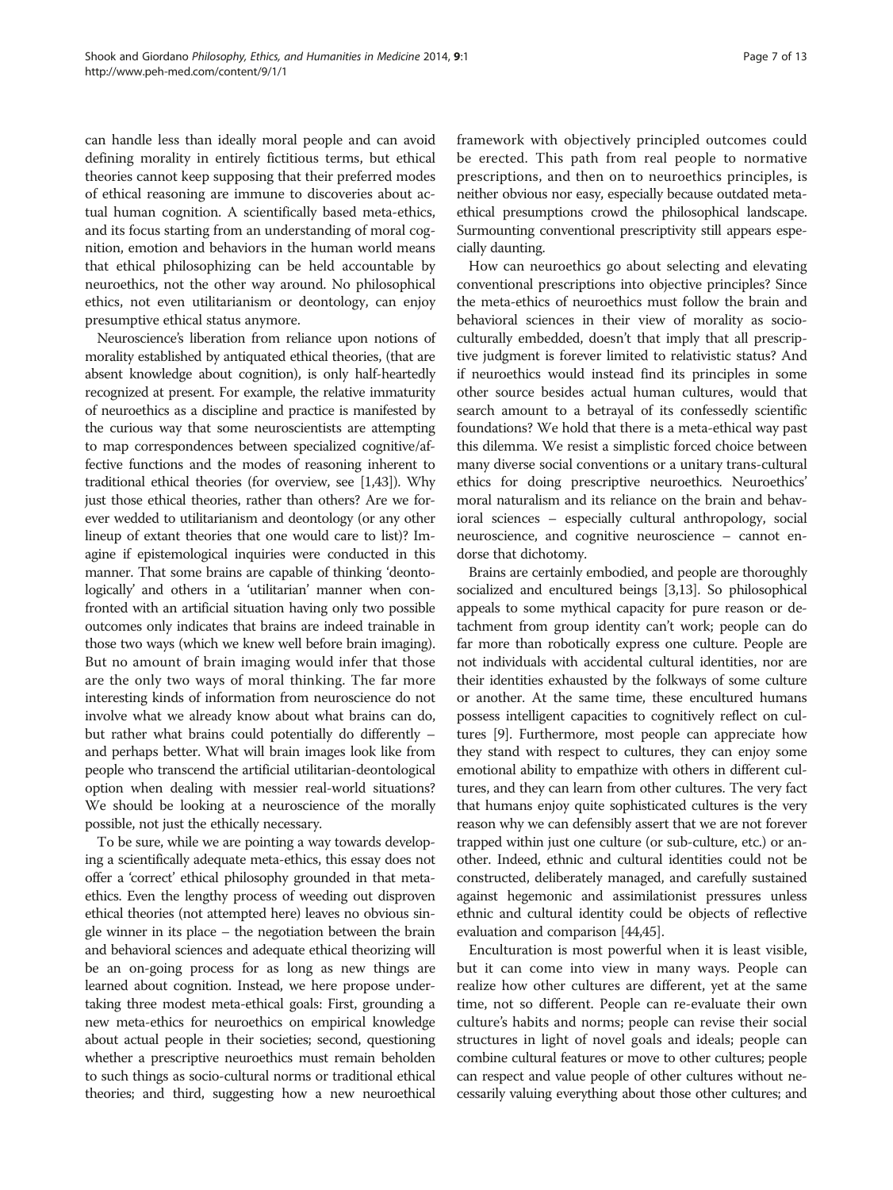can handle less than ideally moral people and can avoid defining morality in entirely fictitious terms, but ethical theories cannot keep supposing that their preferred modes of ethical reasoning are immune to discoveries about actual human cognition. A scientifically based meta-ethics, and its focus starting from an understanding of moral cognition, emotion and behaviors in the human world means that ethical philosophizing can be held accountable by neuroethics, not the other way around. No philosophical ethics, not even utilitarianism or deontology, can enjoy presumptive ethical status anymore.

Neuroscience's liberation from reliance upon notions of morality established by antiquated ethical theories, (that are absent knowledge about cognition), is only half-heartedly recognized at present. For example, the relative immaturity of neuroethics as a discipline and practice is manifested by the curious way that some neuroscientists are attempting to map correspondences between specialized cognitive/affective functions and the modes of reasoning inherent to traditional ethical theories (for overview, see [1,43]). Why just those ethical theories, rather than others? Are we forever wedded to utilitarianism and deontology (or any other lineup of extant theories that one would care to list)? Imagine if epistemological inquiries were conducted in this manner. That some brains are capable of thinking 'deontologically' and others in a 'utilitarian' manner when confronted with an artificial situation having only two possible outcomes only indicates that brains are indeed trainable in those two ways (which we knew well before brain imaging). But no amount of brain imaging would infer that those are the only two ways of moral thinking. The far more interesting kinds of information from neuroscience do not involve what we already know about what brains can do, but rather what brains could potentially do differently – and perhaps better. What will brain images look like from people who transcend the artificial utilitarian-deontological option when dealing with messier real-world situations? We should be looking at a neuroscience of the morally possible, not just the ethically necessary.

To be sure, while we are pointing a way towards developing a scientifically adequate meta-ethics, this essay does not offer a 'correct' ethical philosophy grounded in that meta-ethics. Even the lengthy process of weeding out disproven ethical theories (not attempted here) leaves no obvious single winner in its place – the negotiation between the brain and behavioral sciences and adequate ethical theorizing will be an on-going process for as long as new things are learned about cognition. Instead, we here propose undertaking three modest meta-ethical goals: First, grounding a new meta-ethics for neuroethics on empirical knowledge about actual people in their societies; second, questioning whether a prescriptive neuroethics must remain beholden to such things as socio-cultural norms or traditional ethical theories; and third, suggesting how a new neuroethical framework with objectively principled outcomes could be erected. This path from real people to normative prescriptions, and then on to neuroethics principles, is neither obvious nor easy, especially because outdated meta-ethical presumptions crowd the philosophical landscape. Surmounting conventional prescriptivity still appears especially daunting.

How can neuroethics go about selecting and elevating conventional prescriptions into objective principles? Since the meta-ethics of neuroethics must follow the brain and behavioral sciences in their view of morality as socio-culturally embedded, doesn't that imply that all prescriptive judgment is forever limited to relativistic status? And if neuroethics would instead find its principles in some other source besides actual human cultures, would that search amount to a betrayal of its confessedly scientific foundations? We hold that there is a meta-ethical way past this dilemma. We resist a simplistic forced choice between many diverse social conventions or a unitary trans-cultural ethics for doing prescriptive neuroethics. Neuroethics' moral naturalism and its reliance on the brain and behavioral sciences – especially cultural anthropology, social neuroscience, and cognitive neuroscience – cannot endorse that dichotomy.

Brains are certainly embodied, and people are thoroughly socialized and encultured beings [3,13]. So philosophical appeals to some mythical capacity for pure reason or detachment from group identity can't work; people can do far more than robotically express one culture. People are not individuals with accidental cultural identities, nor are their identities exhausted by the folkways of some culture or another. At the same time, these encultured humans possess intelligent capacities to cognitively reflect on cultures [9]. Furthermore, most people can appreciate how they stand with respect to cultures, they can enjoy some emotional ability to empathize with others in different cultures, and they can learn from other cultures. The very fact that humans enjoy quite sophisticated cultures is the very reason why we can defensibly assert that we are not forever trapped within just one culture (or sub-culture, etc.) or another. Indeed, ethnic and cultural identities could not be constructed, deliberately managed, and carefully sustained against hegemonic and assimilationist pressures unless ethnic and cultural identity could be objects of reflective evaluation and comparison [44,45].

Enculturation is most powerful when it is least visible, but it can come into view in many ways. People can realize how other cultures are different, yet at the same time, not so different. People can re-evaluate their own culture's habits and norms; people can revise their social structures in light of novel goals and ideals; people can combine cultural features or move to other cultures; people can respect and value people of other cultures without necessarily valuing everything about those other cultures; and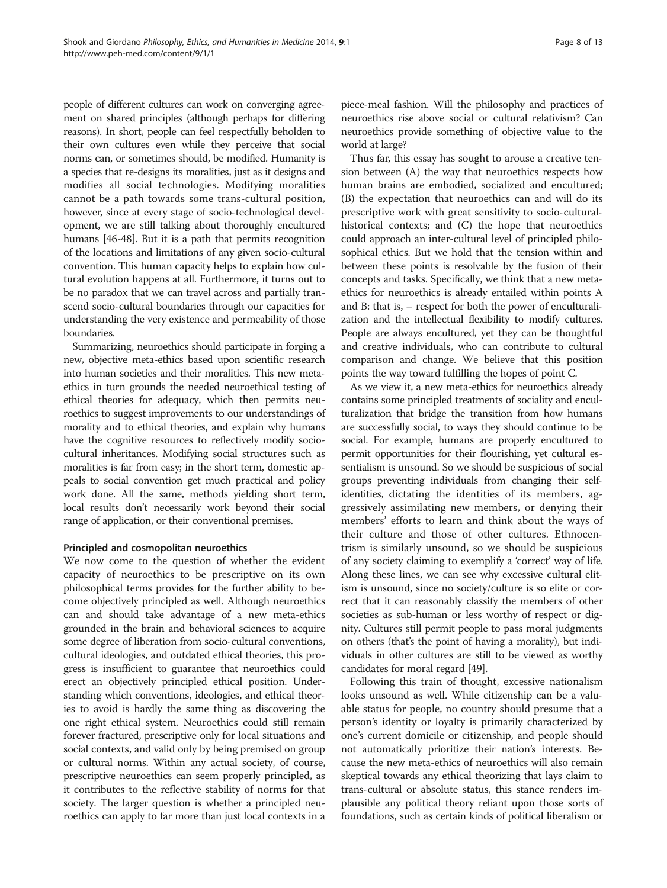people of different cultures can work on converging agreement on shared principles (although perhaps for differing reasons). In short, people can feel respectfully beholden to their own cultures even while they perceive that social norms can, or sometimes should, be modified. Humanity is a species that re-designs its moralities, just as it designs and modifies all social technologies. Modifying moralities cannot be a path towards some trans-cultural position, however, since at every stage of socio-technological development, we are still talking about thoroughly encultured humans [46-48]. But it is a path that permits recognition of the locations and limitations of any given socio-cultural convention. This human capacity helps to explain how cultural evolution happens at all. Furthermore, it turns out to be no paradox that we can travel across and partially transcend socio-cultural boundaries through our capacities for understanding the very existence and permeability of those boundaries.

Summarizing, neuroethics should participate in forging a new, objective meta-ethics based upon scientific research into human societies and their moralities. This new meta-ethics in turn grounds the needed neuroethical testing of ethical theories for adequacy, which then permits neuroethics to suggest improvements to our understandings of morality and to ethical theories, and explain why humans have the cognitive resources to reflectively modify socio-cultural inheritances. Modifying social structures such as moralities is far from easy; in the short term, domestic appeals to social convention get much practical and policy work done. All the same, methods yielding short term, local results don't necessarily work beyond their social range of application, or their conventional premises.

### Principled and cosmopolitan neuroethics

We now come to the question of whether the evident capacity of neuroethics to be prescriptive on its own philosophical terms provides for the further ability to become objectively principled as well. Although neuroethics can and should take advantage of a new meta-ethics grounded in the brain and behavioral sciences to acquire some degree of liberation from socio-cultural conventions, cultural ideologies, and outdated ethical theories, this progress is insufficient to guarantee that neuroethics could erect an objectively principled ethical position. Understanding which conventions, ideologies, and ethical theories to avoid is hardly the same thing as discovering the one right ethical system. Neuroethics could still remain forever fractured, prescriptive only for local situations and social contexts, and valid only by being premised on group or cultural norms. Within any actual society, of course, prescriptive neuroethics can seem properly principled, as it contributes to the reflective stability of norms for that society. The larger question is whether a principled neuroethics can apply to far more than just local contexts in a piece-meal fashion. Will the philosophy and practices of neuroethics rise above social or cultural relativism? Can neuroethics provide something of objective value to the world at large?

Thus far, this essay has sought to arouse a creative tension between (A) the way that neuroethics respects how human brains are embodied, socialized and encultured; (B) the expectation that neuroethics can and will do its prescriptive work with great sensitivity to socio-cultural-historical contexts; and (C) the hope that neuroethics could approach an inter-cultural level of principled philosophical ethics. But we hold that the tension within and between these points is resolvable by the fusion of their concepts and tasks. Specifically, we think that a new meta-ethics for neuroethics is already entailed within points A and B: that is, – respect for both the power of enculturalization and the intellectual flexibility to modify cultures. People are always encultured, yet they can be thoughtful and creative individuals, who can contribute to cultural comparison and change. We believe that this position points the way toward fulfilling the hopes of point C.

As we view it, a new meta-ethics for neuroethics already contains some principled treatments of sociality and enculturalization that bridge the transition from how humans are successfully social, to ways they should continue to be social. For example, humans are properly encultured to permit opportunities for their flourishing, yet cultural essentialism is unsound. So we should be suspicious of social groups preventing individuals from changing their self-identities, dictating the identities of its members, aggressively assimilating new members, or denying their members' efforts to learn and think about the ways of their culture and those of other cultures. Ethnocentrism is similarly unsound, so we should be suspicious of any society claiming to exemplify a 'correct' way of life. Along these lines, we can see why excessive cultural elitism is unsound, since no society/culture is so elite or correct that it can reasonably classify the members of other societies as sub-human or less worthy of respect or dignity. Cultures still permit people to pass moral judgments on others (that's the point of having a morality), but individuals in other cultures are still to be viewed as worthy candidates for moral regard [49].

Following this train of thought, excessive nationalism looks unsound as well. While citizenship can be a valuable status for people, no country should presume that a person's identity or loyalty is primarily characterized by one's current domicile or citizenship, and people should not automatically prioritize their nation's interests. Because the new meta-ethics of neuroethics will also remain skeptical towards any ethical theorizing that lays claim to trans-cultural or absolute status, this stance renders implausible any political theory reliant upon those sorts of foundations, such as certain kinds of political liberalism or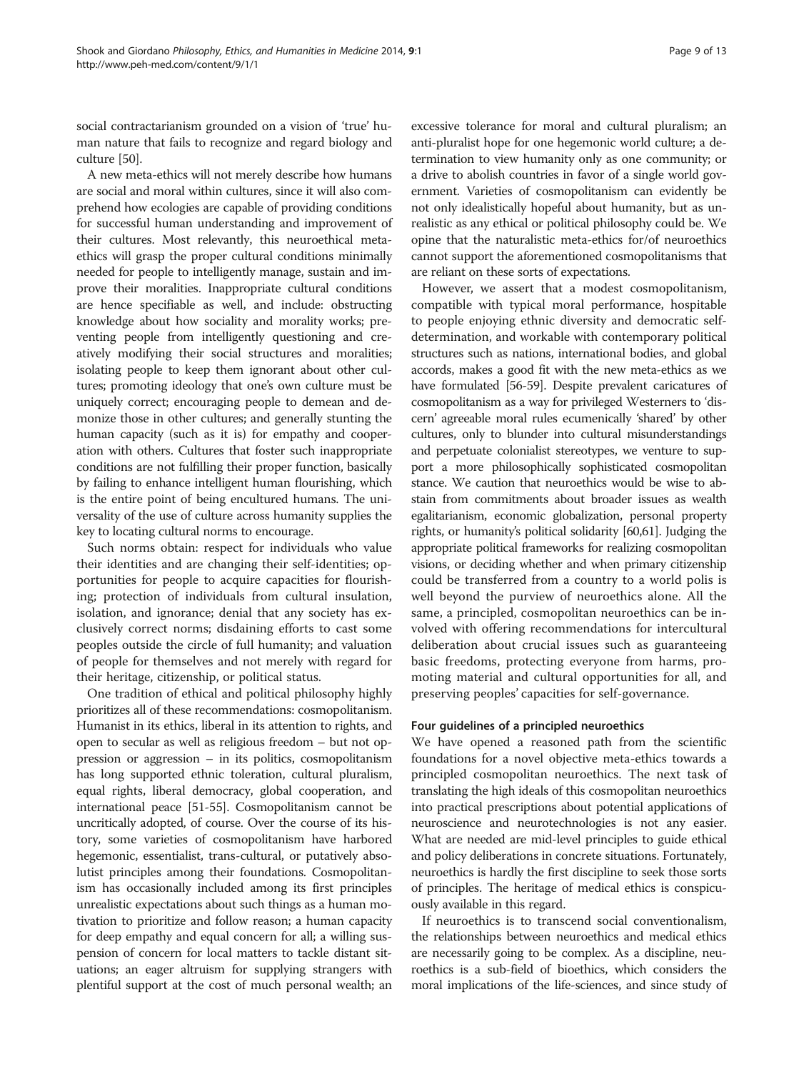social contractarianism grounded on a vision of 'true' human nature that fails to recognize and regard biology and culture [50].

A new meta-ethics will not merely describe how humans are social and moral within cultures, since it will also comprehend how ecologies are capable of providing conditions for successful human understanding and improvement of their cultures. Most relevantly, this neuroethical meta-ethics will grasp the proper cultural conditions minimally needed for people to intelligently manage, sustain and improve their moralities. Inappropriate cultural conditions are hence specifiable as well, and include: obstructing knowledge about how sociality and morality works; preventing people from intelligently questioning and creatively modifying their social structures and moralities; isolating people to keep them ignorant about other cultures; promoting ideology that one's own culture must be uniquely correct; encouraging people to demean and demonize those in other cultures; and generally stunting the human capacity (such as it is) for empathy and cooperation with others. Cultures that foster such inappropriate conditions are not fulfilling their proper function, basically by failing to enhance intelligent human flourishing, which is the entire point of being encultured humans. The universality of the use of culture across humanity supplies the key to locating cultural norms to encourage.

Such norms obtain: respect for individuals who value their identities and are changing their self-identities; opportunities for people to acquire capacities for flourishing; protection of individuals from cultural insulation, isolation, and ignorance; denial that any society has exclusively correct norms; disdaining efforts to cast some peoples outside the circle of full humanity; and valuation of people for themselves and not merely with regard for their heritage, citizenship, or political status.

One tradition of ethical and political philosophy highly prioritizes all of these recommendations: cosmopolitanism. Humanist in its ethics, liberal in its attention to rights, and open to secular as well as religious freedom – but not oppression or aggression – in its politics, cosmopolitanism has long supported ethnic toleration, cultural pluralism, equal rights, liberal democracy, global cooperation, and international peace [51-55]. Cosmopolitanism cannot be uncritically adopted, of course. Over the course of its history, some varieties of cosmopolitanism have harbored hegemonic, essentialist, trans-cultural, or putatively absolutist principles among their foundations. Cosmopolitanism has occasionally included among its first principles unrealistic expectations about such things as a human motivation to prioritize and follow reason; a human capacity for deep empathy and equal concern for all; a willing suspension of concern for local matters to tackle distant situations; an eager altruism for supplying strangers with plentiful support at the cost of much personal wealth; an excessive tolerance for moral and cultural pluralism; an anti-pluralist hope for one hegemonic world culture; a determination to view humanity only as one community; or a drive to abolish countries in favor of a single world government. Varieties of cosmopolitanism can evidently be not only idealistically hopeful about humanity, but as unrealistic as any ethical or political philosophy could be. We opine that the naturalistic meta-ethics for/of neuroethics cannot support the aforementioned cosmopolitanisms that are reliant on these sorts of expectations.

However, we assert that a modest cosmopolitanism, compatible with typical moral performance, hospitable to people enjoying ethnic diversity and democratic self-determination, and workable with contemporary political structures such as nations, international bodies, and global accords, makes a good fit with the new meta-ethics as we have formulated [56-59]. Despite prevalent caricatures of cosmopolitanism as a way for privileged Westerners to 'discern' agreeable moral rules ecumenically 'shared' by other cultures, only to blunder into cultural misunderstandings and perpetuate colonialist stereotypes, we venture to support a more philosophically sophisticated cosmopolitan stance. We caution that neuroethics would be wise to abstain from commitments about broader issues as wealth egalitarianism, economic globalization, personal property rights, or humanity's political solidarity [60,61]. Judging the appropriate political frameworks for realizing cosmopolitan visions, or deciding whether and when primary citizenship could be transferred from a country to a world polis is well beyond the purview of neuroethics alone. All the same, a principled, cosmopolitan neuroethics can be involved with offering recommendations for intercultural deliberation about crucial issues such as guaranteeing basic freedoms, protecting everyone from harms, promoting material and cultural opportunities for all, and preserving peoples' capacities for self-governance.

### Four guidelines of a principled neuroethics

We have opened a reasoned path from the scientific foundations for a novel objective meta-ethics towards a principled cosmopolitan neuroethics. The next task of translating the high ideals of this cosmopolitan neuroethics into practical prescriptions about potential applications of neuroscience and neurotechnologies is not any easier. What are needed are mid-level principles to guide ethical and policy deliberations in concrete situations. Fortunately, neuroethics is hardly the first discipline to seek those sorts of principles. The heritage of medical ethics is conspicuously available in this regard.

If neuroethics is to transcend social conventionalism, the relationships between neuroethics and medical ethics are necessarily going to be complex. As a discipline, neuroethics is a sub-field of bioethics, which considers the moral implications of the life-sciences, and since study of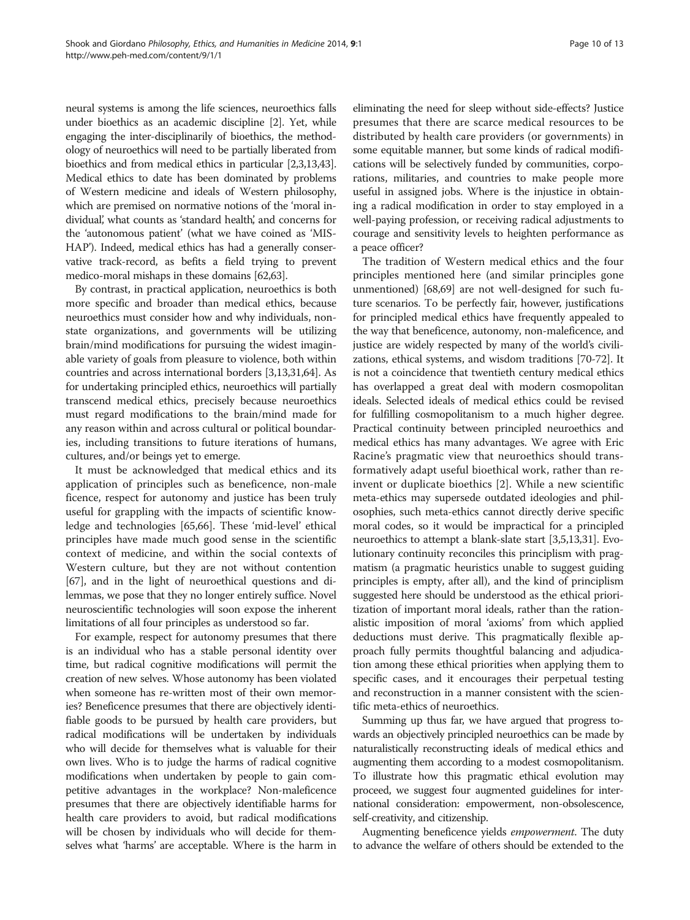neural systems is among the life sciences, neuroethics falls under bioethics as an academic discipline [2]. Yet, while engaging the inter-disciplinarily of bioethics, the methodology of neuroethics will need to be partially liberated from bioethics and from medical ethics in particular [2,3,13,43]. Medical ethics to date has been dominated by problems of Western medicine and ideals of Western philosophy, which are premised on normative notions of the 'moral individual,' what counts as 'standard health,' and concerns for the 'autonomous patient' (what we have coined as 'MISHAP'). Indeed, medical ethics has had a generally conservative track-record, as befits a field trying to prevent medico-moral mishaps in these domains [62,63].

By contrast, in practical application, neuroethics is both more specific and broader than medical ethics, because neuroethics must consider how and why individuals, non-state organizations, and governments will be utilizing brain/mind modifications for pursuing the widest imaginable variety of goals from pleasure to violence, both within countries and across international borders [3,13,31,64]. As for undertaking principled ethics, neuroethics will partially transcend medical ethics, precisely because neuroethics must regard modifications to the brain/mind made for any reason within and across cultural or political boundaries, including transitions to future iterations of humans, cultures, and/or beings yet to emerge.

It must be acknowledged that medical ethics and its application of principles such as beneficence, non-maleficence, respect for autonomy and justice has been truly useful for grappling with the impacts of scientific knowledge and technologies [65,66]. These 'mid-level' ethical principles have made much good sense in the scientific context of medicine, and within the social contexts of Western culture, but they are not without contention [67], and in the light of neuroethical questions and dilemmas, we pose that they no longer entirely suffice. Novel neuroscientific technologies will soon expose the inherent limitations of all four principles as understood so far.

For example, respect for autonomy presumes that there is an individual who has a stable personal identity over time, but radical cognitive modifications will permit the creation of new selves. Whose autonomy has been violated when someone has re-written most of their own memories? Beneficence presumes that there are objectively identifiable goods to be pursued by health care providers, but radical modifications will be undertaken by individuals who will decide for themselves what is valuable for their own lives. Who is to judge the harms of radical cognitive modifications when undertaken by people to gain competitive advantages in the workplace? Non-maleficence presumes that there are objectively identifiable harms for health care providers to avoid, but radical modifications will be chosen by individuals who will decide for themselves what 'harms' are acceptable. Where is the harm in eliminating the need for sleep without side-effects? Justice presumes that there are scarce medical resources to be distributed by health care providers (or governments) in some equitable manner, but some kinds of radical modifications will be selectively funded by communities, corporations, militaries, and countries to make people more useful in assigned jobs. Where is the injustice in obtaining a radical modification in order to stay employed in a well-paying profession, or receiving radical adjustments to courage and sensitivity levels to heighten performance as a peace officer?

The tradition of Western medical ethics and the four principles mentioned here (and similar principles gone unmentioned) [68,69] are not well-designed for such future scenarios. To be perfectly fair, however, justifications for principled medical ethics have frequently appealed to the way that beneficence, autonomy, non-maleficence, and justice are widely respected by many of the world's civilizations, ethical systems, and wisdom traditions [70-72]. It is not a coincidence that twentieth century medical ethics has overlapped a great deal with modern cosmopolitan ideals. Selected ideals of medical ethics could be revised for fulfilling cosmopolitanism to a much higher degree. Practical continuity between principled neuroethics and medical ethics has many advantages. We agree with Eric Racine's pragmatic view that neuroethics should transformatively adapt useful bioethical work, rather than re-invent or duplicate bioethics [2]. While a new scientific meta-ethics may supersede outdated ideologies and philosophies, such meta-ethics cannot directly derive specific moral codes, so it would be impractical for a principled neuroethics to attempt a blank-slate start [3,5,13,31]. Evolutionary continuity reconciles this principlism with pragmatism (a pragmatic heuristics unable to suggest guiding principles is empty, after all), and the kind of principlism suggested here should be understood as the ethical prioritization of important moral ideals, rather than the rationalistic imposition of moral 'axioms' from which applied deductions must derive. This pragmatically flexible approach fully permits thoughtful balancing and adjudication among these ethical priorities when applying them to specific cases, and it encourages their perpetual testing and reconstruction in a manner consistent with the scientific meta-ethics of neuroethics.

Summing up thus far, we have argued that progress towards an objectively principled neuroethics can be made by naturalistically reconstructing ideals of medical ethics and augmenting them according to a modest cosmopolitanism. To illustrate how this pragmatic ethical evolution may proceed, we suggest four augmented guidelines for international consideration: empowerment, non-obsolescence, self-creativity, and citizenship.

Augmenting beneficence yields *empowerment*. The duty to advance the welfare of others should be extended to the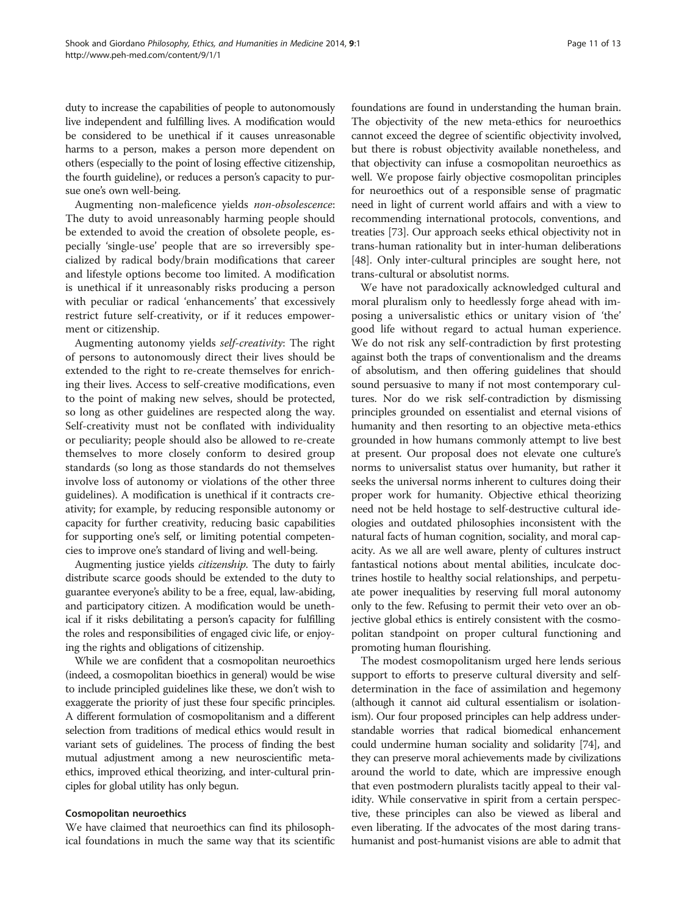duty to increase the capabilities of people to autonomously live independent and fulfilling lives. A modification would be considered to be unethical if it causes unreasonable harms to a person, makes a person more dependent on others (especially to the point of losing effective citizenship, the fourth guideline), or reduces a person's capacity to pursue one's own well-being.

Augmenting non-maleficence yields *non-obsolescence*: The duty to avoid unreasonably harming people should be extended to avoid the creation of obsolete people, especially 'single-use' people that are so irreversibly specialized by radical body/brain modifications that career and lifestyle options become too limited. A modification is unethical if it unreasonably risks producing a person with peculiar or radical 'enhancements' that excessively restrict future self-creativity, or if it reduces empowerment or citizenship.

Augmenting autonomy yields *self-creativity*: The right of persons to autonomously direct their lives should be extended to the right to re-create themselves for enriching their lives. Access to self-creative modifications, even to the point of making new selves, should be protected, so long as other guidelines are respected along the way. Self-creativity must not be conflated with individuality or peculiarity; people should also be allowed to re-create themselves to more closely conform to desired group standards (so long as those standards do not themselves involve loss of autonomy or violations of the other three guidelines). A modification is unethical if it contracts creativity; for example, by reducing responsible autonomy or capacity for further creativity, reducing basic capabilities for supporting one's self, or limiting potential competencies to improve one's standard of living and well-being.

Augmenting justice yields *citizenship*. The duty to fairly distribute scarce goods should be extended to the duty to guarantee everyone's ability to be a free, equal, law-abiding, and participatory citizen. A modification would be unethical if it risks debilitating a person's capacity for fulfilling the roles and responsibilities of engaged civic life, or enjoying the rights and obligations of citizenship.

While we are confident that a cosmopolitan neuroethics (indeed, a cosmopolitan bioethics in general) would be wise to include principled guidelines like these, we don't wish to exaggerate the priority of just these four specific principles. A different formulation of cosmopolitanism and a different selection from traditions of medical ethics would result in variant sets of guidelines. The process of finding the best mutual adjustment among a new neuroscientific meta-ethics, improved ethical theorizing, and inter-cultural principles for global utility has only begun.

## Cosmopolitan neuroethics

We have claimed that neuroethics can find its philosophical foundations in much the same way that its scientific foundations are found in understanding the human brain. The objectivity of the new meta-ethics for neuroethics cannot exceed the degree of scientific objectivity involved, but there is robust objectivity available nonetheless, and that objectivity can infuse a cosmopolitan neuroethics as well. We propose fairly objective cosmopolitan principles for neuroethics out of a responsible sense of pragmatic need in light of current world affairs and with a view to recommending international protocols, conventions, and treaties [73]. Our approach seeks ethical objectivity not in trans-human rationality but in inter-human deliberations [48]. Only inter-cultural principles are sought here, not trans-cultural or absolutist norms.

We have not paradoxically acknowledged cultural and moral pluralism only to heedlessly forge ahead with imposing a universalistic ethics or unitary vision of 'the' good life without regard to actual human experience. We do not risk any self-contradiction by first protesting against both the traps of conventionalism and the dreams of absolutism, and then offering guidelines that should sound persuasive to many if not most contemporary cultures. Nor do we risk self-contradiction by dismissing principles grounded on essentialist and eternal visions of humanity and then resorting to an objective meta-ethics grounded in how humans commonly attempt to live best at present. Our proposal does not elevate one culture's norms to universalist status over humanity, but rather it seeks the universal norms inherent to cultures doing their proper work for humanity. Objective ethical theorizing need not be held hostage to self-destructive cultural ideologies and outdated philosophies inconsistent with the natural facts of human cognition, sociality, and moral capacity. As we all are well aware, plenty of cultures instruct fantastical notions about mental abilities, inculcate doctrines hostile to healthy social relationships, and perpetuate power inequalities by reserving full moral autonomy only to the few. Refusing to permit their veto over an objective global ethics is entirely consistent with the cosmopolitan standpoint on proper cultural functioning and promoting human flourishing.

The modest cosmopolitanism urged here lends serious support to efforts to preserve cultural diversity and self-determination in the face of assimilation and hegemony (although it cannot aid cultural essentialism or isolationism). Our four proposed principles can help address understandable worries that radical biomedical enhancement could undermine human sociality and solidarity [74], and they can preserve moral achievements made by civilizations around the world to date, which are impressive enough that even postmodern pluralists tacitly appeal to their validity. While conservative in spirit from a certain perspective, these principles can also be viewed as liberal and even liberating. If the advocates of the most daring trans-humanist and post-humanist visions are able to admit that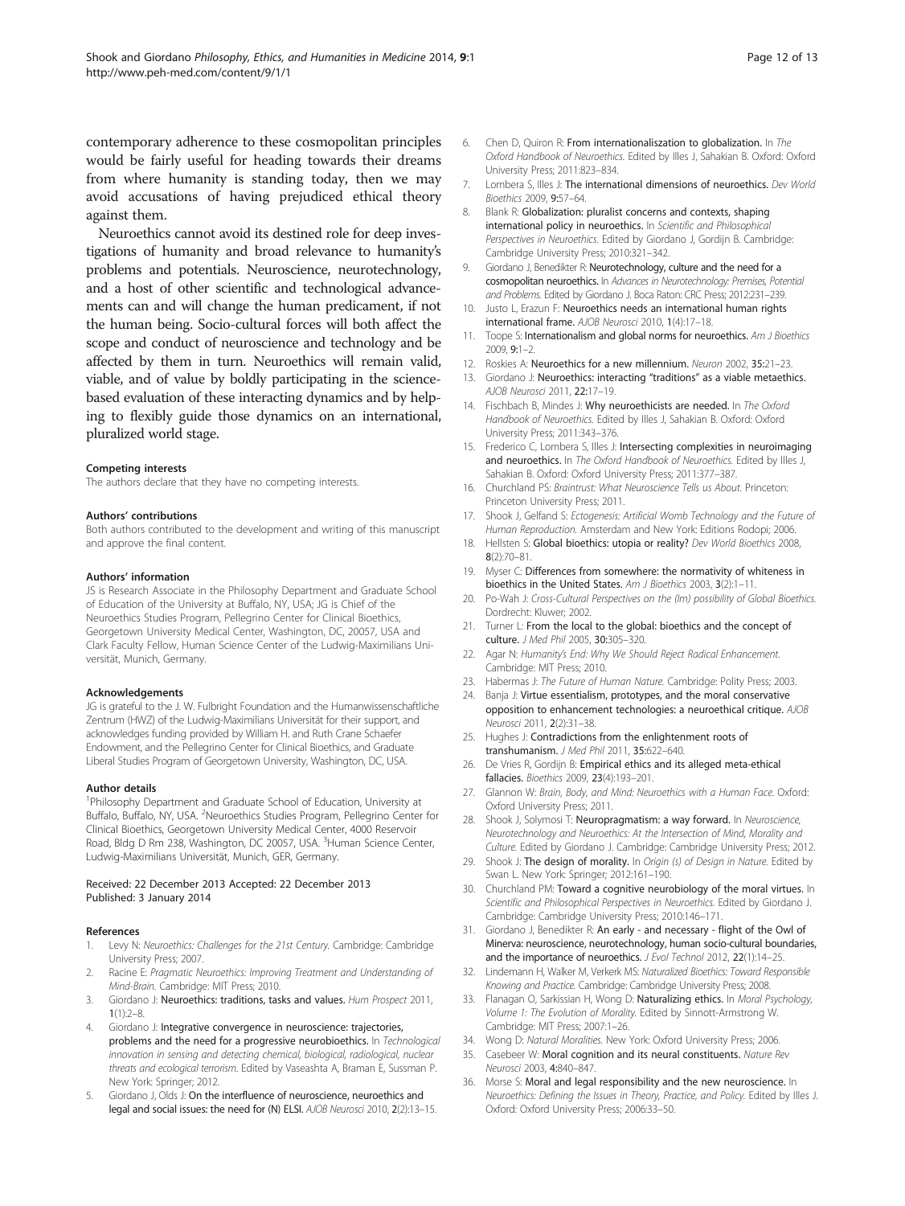contemporary adherence to these cosmopolitan principles would be fairly useful for heading towards their dreams from where humanity is standing today, then we may avoid accusations of having prejudiced ethical theory against them.

Neuroethics cannot avoid its destined role for deep investigations of humanity and broad relevance to humanity's problems and potentials. Neuroscience, neurotechnology, and a host of other scientific and technological advancements can and will change the human predicament, if not the human being. Socio-cultural forces will both affect the scope and conduct of neuroscience and technology and be affected by them in turn. Neuroethics will remain valid, viable, and of value by boldly participating in the science-based evaluation of these interacting dynamics and by helping to flexibly guide those dynamics on an international, pluralized world stage.

#### Competing interests

The authors declare that they have no competing interests.

#### Authors' contributions

Both authors contributed to the development and writing of this manuscript and approve the final content.

#### Authors' information

JS is Research Associate in the Philosophy Department and Graduate School of Education of the University at Buffalo, NY, USA; JG is Chief of the Neuroethics Studies Program, Pellegrino Center for Clinical Bioethics, Georgetown University Medical Center, Washington, DC, 20057, USA and Clark Faculty Fellow, Human Science Center of the Ludwig-Maximilians Universität, Munich, Germany.

#### Acknowledgements

JG is grateful to the J. W. Fulbright Foundation and the Humanwissenschaftliche Zentrum (HWZ) of the Ludwig-Maximilians Universität for their support, and acknowledges funding provided by William H. and Ruth Crane Schaefer Endowment, and the Pellegrino Center for Clinical Bioethics, and Graduate Liberal Studies Program of Georgetown University, Washington, DC, USA.

#### Author details

[1]Philosophy Department and Graduate School of Education, University at Buffalo, Buffalo, NY, USA. [2]Neuroethics Studies Program, Pellegrino Center for Clinical Bioethics, Georgetown University Medical Center, 4000 Reservoir Road, Bldg D Rm 238, Washington, DC 20057, USA. [3]Human Science Center, Ludwig-Maximilians Universität, Munich, GER, Germany.

Received: 22 December 2013 Accepted: 22 December 2013
Published: 3 January 2014

#### References

1. Levy N: *Neuroethics: Challenges for the 21st Century.* Cambridge: Cambridge University Press; 2007.
2. Racine E: *Pragmatic Neuroethics: Improving Treatment and Understanding of Mind-Brain.* Cambridge: MIT Press; 2010.
3. Giordano J: **Neuroethics: traditions, tasks and values.** *Hum Prospect* 2011, **1**(1):2–8.
4. Giordano J: **Integrative convergence in neuroscience: trajectories, problems and the need for a progressive neurobioethics.** In *Technological innovation in sensing and detecting chemical, biological, radiological, nuclear threats and ecological terrorism.* Edited by Vaseashta A, Braman E, Sussman P. New York: Springer; 2012.
5. Giordano J, Olds J: **On the interfluence of neuroscience, neuroethics and legal and social issues: the need for (N) ELSI.** *AJOB Neurosci* 2010, **2**(2):13–15.
6. Chen D, Quiron R: **From internationaliszation to globalization.** In *The Oxford Handbook of Neuroethics.* Edited by Illes J, Sahakian B. Oxford: Oxford University Press; 2011:823–834.
7. Lombera S, Illes J: **The international dimensions of neuroethics.** *Dev World Bioethics* 2009, **9**:57–64.
8. Blank R: **Globalization: pluralist concerns and contexts, shaping international policy in neuroethics.** In *Scientific and Philosophical Perspectives in Neuroethics.* Edited by Giordano J, Gordijn B. Cambridge: Cambridge University Press; 2010:321–342.
9. Giordano J, Benedikter R: **Neurotechnology, culture and the need for a cosmopolitan neuroethics.** In *Advances in Neurotechnology: Premises, Potential and Problems.* Edited by Giordano J. Boca Raton: CRC Press; 2012:231–239.
10. Justo L, Erazun F: **Neuroethics needs an international human rights international frame.** *AJOB Neurosci* 2010, **1**(4):17–18.
11. Toope S: **Internationalism and global norms for neuroethics.** *Am J Bioethics* 2009, **9**:1–2.
12. Roskies A: **Neuroethics for a new millennium.** *Neuron* 2002, **35**:21–23.
13. Giordano J: **Neuroethics: interacting "traditions" as a viable metaethics.** *AJOB Neurosci* 2011, **22**:17–19.
14. Fischbach B, Mindes J: **Why neuroethicists are needed.** In *The Oxford Handbook of Neuroethics.* Edited by Illes J, Sahakian B. Oxford: Oxford University Press; 2011:343–376.
15. Frederico C, Lombera S, Illes J: **Intersecting complexities in neuroimaging and neuroethics.** In *The Oxford Handbook of Neuroethics.* Edited by Illes J, Sahakian B. Oxford: Oxford University Press; 2011:377–387.
16. Churchland PS: *Braintrust: What Neuroscience Tells us About.* Princeton: Princeton University Press; 2011.
17. Shook J, Gelfand S: *Ectogenesis: Artificial Womb Technology and the Future of Human Reproduction.* Amsterdam and New York: Editions Rodopi; 2006.
18. Hellsten S: **Global bioethics: utopia or reality?** *Dev World Bioethics* 2008, **8**(2):70–81.
19. Myser C: **Differences from somewhere: the normativity of whiteness in bioethics in the United States.** *Am J Bioethics* 2003, **3**(2):1–11.
20. Po-Wah J: *Cross-Cultural Perspectives on the (Im) possibility of Global Bioethics.* Dordrecht: Kluwer; 2002.
21. Turner L: **From the local to the global: bioethics and the concept of culture.** *J Med Phil* 2005, **30**:305–320.
22. Agar N: *Humanity's End: Why We Should Reject Radical Enhancement.* Cambridge: MIT Press; 2010.
23. Habermas J: *The Future of Human Nature.* Cambridge: Polity Press; 2003.
24. Banja J: **Virtue essentialism, prototypes, and the moral conservative opposition to enhancement technologies: a neuroethical critique.** *AJOB Neurosci* 2011, **2**(2):31–38.
25. Hughes J: **Contradictions from the enlightenment roots of transhumanism.** *J Med Phil* 2011, **35**:622–640.
26. De Vries R, Gordijn B: **Empirical ethics and its alleged meta-ethical fallacies.** *Bioethics* 2009, **23**(4):193–201.
27. Glannon W: *Brain, Body, and Mind: Neuroethics with a Human Face.* Oxford: Oxford University Press; 2011.
28. Shook J, Solymosi T: **Neuropragmatism: a way forward.** In *Neuroscience, Neurotechnology and Neuroethics: At the Intersection of Mind, Morality and Culture.* Edited by Giordano J. Cambridge: Cambridge University Press; 2012.
29. Shook J: **The design of morality.** In *Origin (s) of Design in Nature.* Edited by Swan L. New York: Springer; 2012:161–190.
30. Churchland PM: **Toward a cognitive neurobiology of the moral virtues.** In *Scientific and Philosophical Perspectives in Neuroethics.* Edited by Giordano J. Cambridge: Cambridge University Press; 2010:146–171.
31. Giordano J, Benedikter R: **An early - and necessary - flight of the Owl of Minerva: neuroscience, neurotechnology, human socio-cultural boundaries, and the importance of neuroethics.** *J Evol Technol* 2012, **22**(1):14–25.
32. Lindemann H, Walker M, Verkerk MS: *Naturalized Bioethics: Toward Responsible Knowing and Practice.* Cambridge: Cambridge University Press; 2008.
33. Flanagan O, Sarkissian H, Wong D: **Naturalizing ethics.** In *Moral Psychology, Volume 1: The Evolution of Morality.* Edited by Sinnott-Armstrong W. Cambridge: MIT Press; 2007:1–26.
34. Wong D: *Natural Moralities.* New York: Oxford University Press; 2006.
35. Casebeer W: **Moral cognition and its neural constituents.** *Nature Rev Neurosci* 2003, **4**:840–847.
36. Morse S: **Moral and legal responsibility and the new neuroscience.** In *Neuroethics: Defining the Issues in Theory, Practice, and Policy.* Edited by Illes J. Oxford: Oxford University Press; 2006:33–50.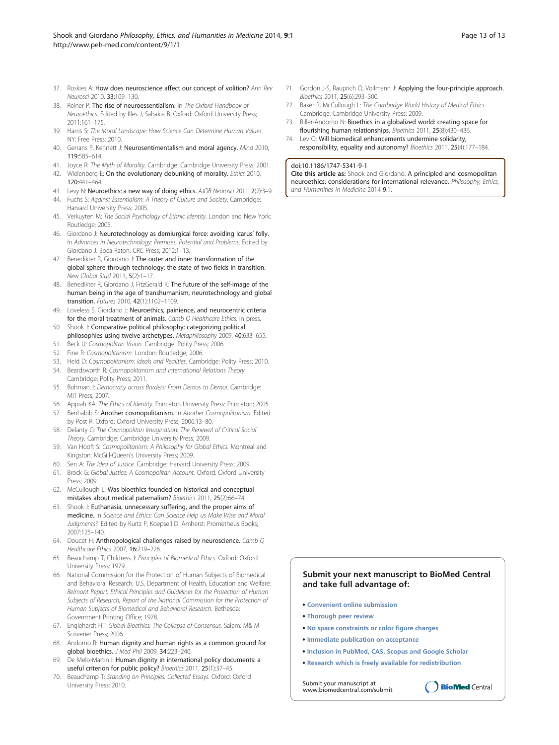37. Roskies A: **How does neuroscience affect our concept of volition?** *Ann Rev Neurosci* 2010, **33**:109–130.
38. Reiner P: **The rise of neuroessentialism.** In *The Oxford Handbook of Neuroethics*. Edited by Illes J, Sahakia B. Oxford: Oxford University Press; 2011:161–175.
39. Harris S: *The Moral Landscape: How Science Can Determine Human Values.* NY: Free Press; 2010.
40. Gerrans P, Kennett J: **Neurosentimentalism and moral agency.** *Mind* 2010, **119**:585–614.
41. Joyce R: *The Myth of Morality.* Cambridge: Cambridge University Press; 2001.
42. Wielenberg E: **On the evolutionary debunking of morality.** *Ethics* 2010, **120**:441–464.
43. Levy N: **Neuroethics: a new way of doing ethics.** *AJOB Neurosci* 2011, **2**(2):3–9.
44. Fuchs S: *Against Essentialism: A Theory of Culture and Society.* Cambridge: Harvard University Press; 2005.
45. Verkuyten M: *The Social Psychology of Ethnic Identity.* London and New York: Routledge; 2005.
46. Giordano J: **Neurotechnology as demiurgical force: avoiding Icarus' folly.** In *Advances in Neurotechnology: Premises, Potential and Problems.* Edited by Giordano J. Boca Raton: CRC Press; 2012:1–13.
47. Benedikter R, Giordano J: **The outer and inner transformation of the global sphere through technology: the state of two fields in transition.** *New Global Stud* 2011, **5**(2):1–17.
48. Benedikter R, Giordano J, FitzGerald K: **The future of the self-image of the human being in the age of transhumanism, neurotechnology and global transition.** *Futures* 2010, **42**(1):1102–1109.
49. Loveless S, Giordano J: **Neuroethics, painience, and neurocentric criteria for the moral treatment of animals.** *Camb Q Healthcare Ethics.* in press.
50. Shook J: **Comparative political philosophy: categorizing political philosophies using twelve archetypes.** *Metaphilosophy* 2009, **40**:633–655.
51. Beck U: *Cosmopolitan Vision.* Cambridge: Polity Press; 2006.
52. Fine R: *Cosmopolitanism.* London: Routledge; 2006.
53. Held D: *Cosmopolitanism: Ideals and Realities.* Cambridge: Polity Press; 2010.
54. Beardsworth R: *Cosmopolitanism and International Relations Theory.* Cambridge: Polity Press; 2011.
55. Bohman J: *Democracy across Borders: From Demos to Demoi.* Cambridge: MIT Press; 2007.
56. Appiah KA: *The Ethics of Identity.* Princeton University Press: Princeton; 2005.
57. Benhabib S: **Another cosmopolitanism.** In *Another Cosmopolitanism.* Edited by Post R. Oxford: Oxford University Press; 2006:13–80.
58. Delanty G: *The Cosmopolitan Imagination: The Renewal of Critical Social Theory.* Cambridge: Cambridge University Press; 2009.
59. Van Hooft S: *Cosmopolitanism: A Philosophy for Global Ethics.* Montreal and Kingston: McGill-Queen's University Press; 2009.
60. Sen A: *The Idea of Justice.* Cambridge: Harvard University Press; 2009.
61. Brock G: *Global Justice: A Cosmopolitan Account.* Oxford: Oxford University Press; 2009.
62. McCullough L: **Was bioethics founded on historical and conceptual mistakes about medical paternalism?** *Bioethics* 2011, **25**(2):66–74.
63. Shook J: **Euthanasia, unnecessary suffering, and the proper aims of medicine.** In *Science and Ethics: Can Science Help us Make Wise and Moral Judgments?.* Edited by Kurtz P, Koepsell D. Amherst: Prometheus Books; 2007:125–140.
64. Doucet H: **Anthropological challenges raised by neuroscience.** *Camb Q Healthcare Ethics* 2007, **16**:219–226.
65. Beauchamp T, Childress J: *Principles of Biomedical Ethics.* Oxford: Oxford University Press; 1979.
66. National Commission for the Protection of Human Subjects of Biomedical and Behavioral Research, U.S. Department of Health, Education and Welfare: *Belmont Report: Ethical Principles and Guidelines for the Protection of Human Subjects of Research, Report of the National Commission for the Protection of Human Subjects of Biomedical and Behavioral Research.* Bethesda: Government Printing Office; 1978.
67. Englehardt HT: *Global Bioethics: The Collapse of Consensus.* Salem: M& M Scrivener Press; 2006.
68. Andorno R: **Human dignity and human rights as a common ground for global bioethics.** *J Med Phil* 2009, **34**:223–240.
69. De Melo-Martin I: **Human dignity in international policy documents: a useful criterion for public policy?** *Bioethics* 2011, **25**(1):37–45.
70. Beauchamp T: *Standing on Principles: Collected Essays.* Oxford: Oxford University Press; 2010.
71. Gordon J-S, Rauprich O, Vollmann J: **Applying the four-principle approach.** *Bioethics* 2011, **25**(6):293–300.
72. Baker R, McCullough L: *The Cambridge World History of Medical Ethics.* Cambridge: Cambridge University Press; 2009.
73. Biller-Andorno N: **Bioethics in a globalized world: creating space for flourishing human relationships.** *Bioethics* 2011, **25**(8):430–436.
74. Lev O: **Will biomedical enhancements undermine solidarity, responsibility, equality and autonomy?** *Bioethics* 2011, **25**(4):177–184.

doi:10.1186/1747-5341-9-1

**Cite this article as:** Shook and Giordano: **A principled and cosmopolitan neuroethics: considerations for international relevance.** *Philosophy, Ethics, and Humanities in Medicine* 2014 **9**:1.

**Submit your next manuscript to BioMed Central and take full advantage of:**

- **Convenient online submission**
- **Thorough peer review**
- **No space constraints or color figure charges**
- **Immediate publication on acceptance**
- **Inclusion in PubMed, CAS, Scopus and Google Scholar**
- **Research which is freely available for redistribution**

Submit your manuscript at www.biomedcentral.com/submit

BioMed Central